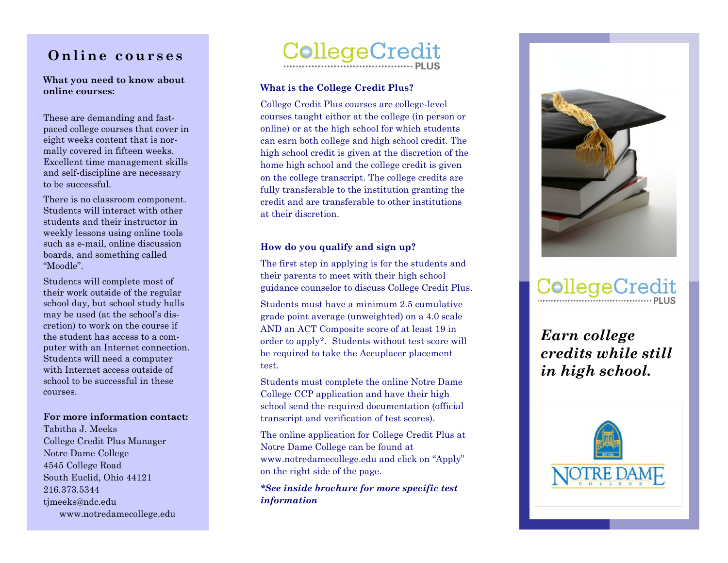## Online courses

**What you need to know about online courses:**

These are demanding and fast-paced college courses that cover in eight weeks content that is normally covered in fifteen weeks. Excellent time management skills and self-discipline are necessary to be successful.

There is no classroom component. Students will interact with other students and their instructor in weekly lessons using online tools such as e-mail, online discussion boards, and something called "Moodle".

Students will complete most of their work outside of the regular school day, but school study halls may be used (at the school's discretion) to work on the course if the student has access to a computer with an Internet connection. Students will need a computer with Internet access outside of school to be successful in these courses.

**For more information contact:**

Tabitha J. Meeks
College Credit Plus Manager
Notre Dame College
4545 College Road
South Euclid, Ohio 44121
216.373.5344
tjmeeks@ndc.edu
www.notredamecollege.edu

# College Credit PLUS

**What is the College Credit Plus?**

College Credit Plus courses are college-level courses taught either at the college (in person or online) or at the high school for which students can earn both college and high school credit. The high school credit is given at the discretion of the home high school and the college credit is given on the college transcript. The college credits are fully transferable to the institution granting the credit and are transferable to other institutions at their discretion.

**How do you qualify and sign up?**

The first step in applying is for the students and their parents to meet with their high school guidance counselor to discuss College Credit Plus.

Students must have a minimum 2.5 cumulative grade point average (unweighted) on a 4.0 scale AND an ACT Composite score of at least 19 in order to apply*. Students without test score will be required to take the Accuplacer placement test.

Students must complete the online Notre Dame College CCP application and have their high school send the required documentation (official transcript and verification of test scores).

The online application for College Credit Plus at Notre Dame College can be found at www.notredamecollege.edu and click on "Apply" on the right side of the page.

***See inside brochure for more specific test information***

# College Credit PLUS

***Earn college credits while still in high school.***

NOTRE DAME COLLEGE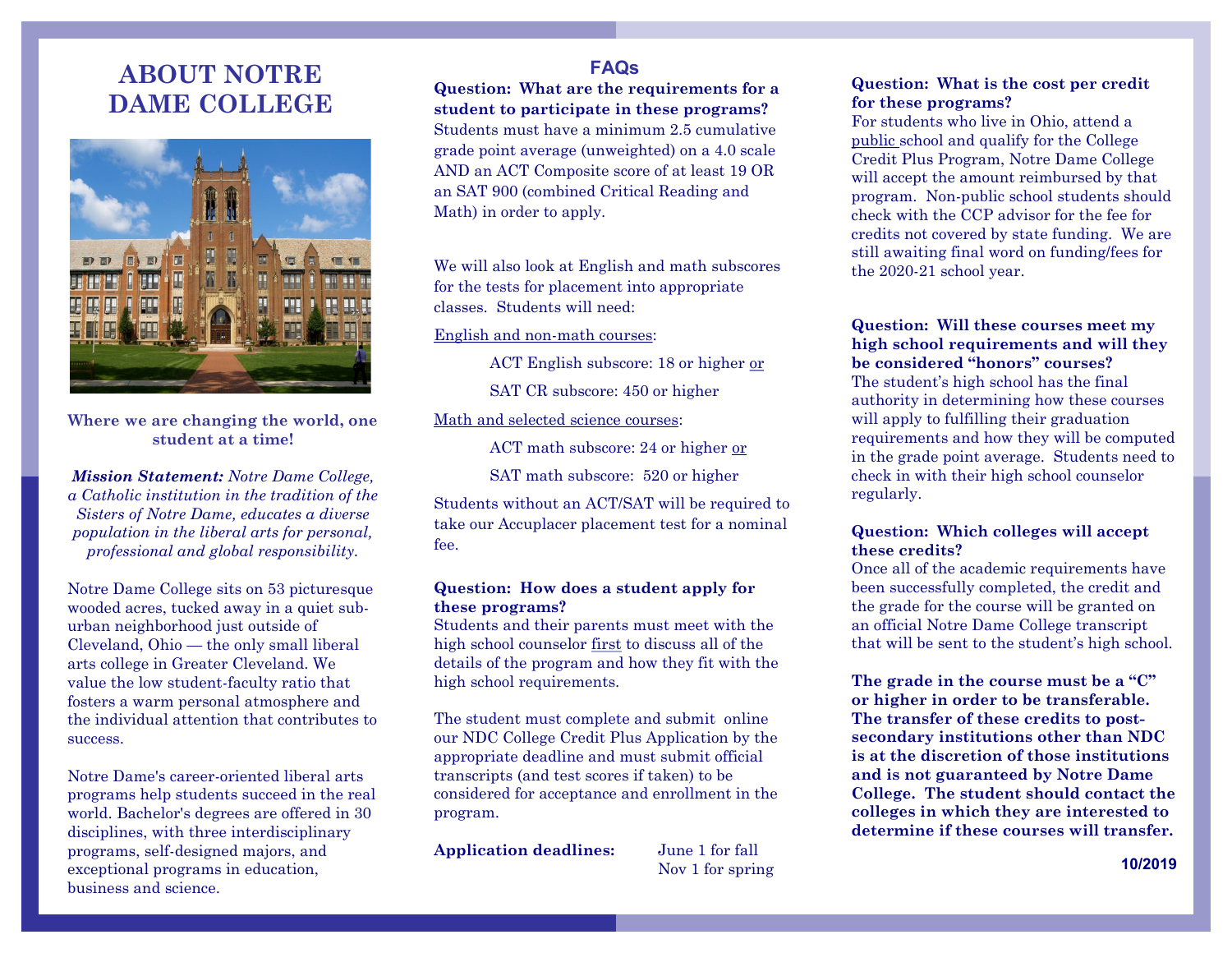# ABOUT NOTRE DAME COLLEGE

**Where we are changing the world, one student at a time!**

***Mission Statement:*** *Notre Dame College, a Catholic institution in the tradition of the Sisters of Notre Dame, educates a diverse population in the liberal arts for personal, professional and global responsibility.*

Notre Dame College sits on 53 picturesque wooded acres, tucked away in a quiet suburban neighborhood just outside of Cleveland, Ohio — the only small liberal arts college in Greater Cleveland. We value the low student-faculty ratio that fosters a warm personal atmosphere and the individual attention that contributes to success.

Notre Dame's career-oriented liberal arts programs help students succeed in the real world. Bachelor's degrees are offered in 30 disciplines, with three interdisciplinary programs, self-designed majors, and exceptional programs in education, business and science.

## FAQs

**Question: What are the requirements for a student to participate in these programs?**
Students must have a minimum 2.5 cumulative grade point average (unweighted) on a 4.0 scale AND an ACT Composite score of at least 19 OR an SAT 900 (combined Critical Reading and Math) in order to apply.

We will also look at English and math subscores for the tests for placement into appropriate classes. Students will need:

English and non-math courses:

ACT English subscore: 18 or higher or

SAT CR subscore: 450 or higher

Math and selected science courses:

ACT math subscore: 24 or higher or

SAT math subscore: 520 or higher

Students without an ACT/SAT will be required to take our Accuplacer placement test for a nominal fee.

**Question: How does a student apply for these programs?**
Students and their parents must meet with the high school counselor first to discuss all of the details of the program and how they fit with the high school requirements.

The student must complete and submit online our NDC College Credit Plus Application by the appropriate deadline and must submit official transcripts (and test scores if taken) to be considered for acceptance and enrollment in the program.

**Application deadlines:** June 1 for fall
Nov 1 for spring

**Question: What is the cost per credit for these programs?**
For students who live in Ohio, attend a public school and qualify for the College Credit Plus Program, Notre Dame College will accept the amount reimbursed by that program. Non-public school students should check with the CCP advisor for the fee for credits not covered by state funding. We are still awaiting final word on funding/fees for the 2020-21 school year.

**Question: Will these courses meet my high school requirements and will they be considered "honors" courses?**
The student's high school has the final authority in determining how these courses will apply to fulfilling their graduation requirements and how they will be computed in the grade point average. Students need to check in with their high school counselor regularly.

**Question: Which colleges will accept these credits?**
Once all of the academic requirements have been successfully completed, the credit and the grade for the course will be granted on an official Notre Dame College transcript that will be sent to the student's high school.

**The grade in the course must be a "C" or higher in order to be transferable. The transfer of these credits to post-secondary institutions other than NDC is at the discretion of those institutions and is not guaranteed by Notre Dame College. The student should contact the colleges in which they are interested to determine if these courses will transfer.**

10/2019